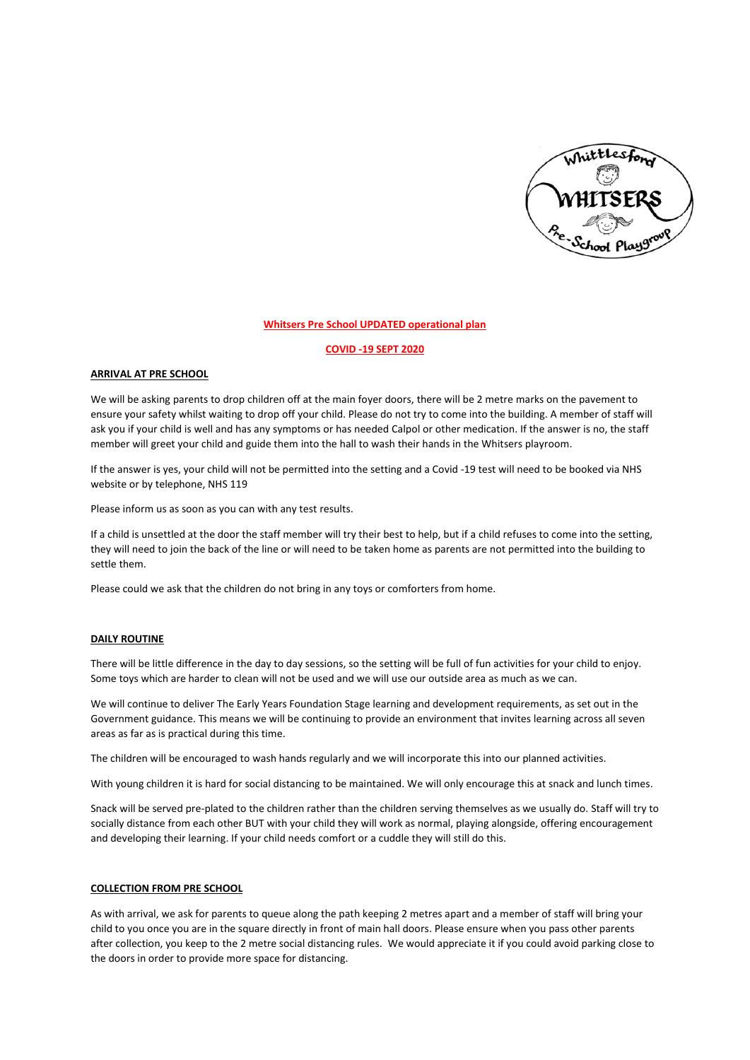# Whitsers Pre School UPDATED operational plan

## COVID -19 SEPT 2020

### ARRIVAL AT PRE SCHOOL

We will be asking parents to drop children off at the main foyer doors, there will be 2 metre marks on the pavement to ensure your safety whilst waiting to drop off your child. Please do not try to come into the building. A member of staff will ask you if your child is well and has any symptoms or has needed Calpol or other medication. If the answer is no, the staff member will greet your child and guide them into the hall to wash their hands in the Whitsers playroom.

If the answer is yes, your child will not be permitted into the setting and a Covid -19 test will need to be booked via NHS website or by telephone, NHS 119

Please inform us as soon as you can with any test results.

If a child is unsettled at the door the staff member will try their best to help, but if a child refuses to come into the setting, they will need to join the back of the line or will need to be taken home as parents are not permitted into the building to settle them.

Please could we ask that the children do not bring in any toys or comforters from home.

### DAILY ROUTINE

There will be little difference in the day to day sessions, so the setting will be full of fun activities for your child to enjoy. Some toys which are harder to clean will not be used and we will use our outside area as much as we can.

We will continue to deliver The Early Years Foundation Stage learning and development requirements, as set out in the Government guidance. This means we will be continuing to provide an environment that invites learning across all seven areas as far as is practical during this time.

The children will be encouraged to wash hands regularly and we will incorporate this into our planned activities.

With young children it is hard for social distancing to be maintained. We will only encourage this at snack and lunch times.

Snack will be served pre-plated to the children rather than the children serving themselves as we usually do. Staff will try to socially distance from each other BUT with your child they will work as normal, playing alongside, offering encouragement and developing their learning. If your child needs comfort or a cuddle they will still do this.

### COLLECTION FROM PRE SCHOOL

As with arrival, we ask for parents to queue along the path keeping 2 metres apart and a member of staff will bring your child to you once you are in the square directly in front of main hall doors. Please ensure when you pass other parents after collection, you keep to the 2 metre social distancing rules. We would appreciate it if you could avoid parking close to the doors in order to provide more space for distancing.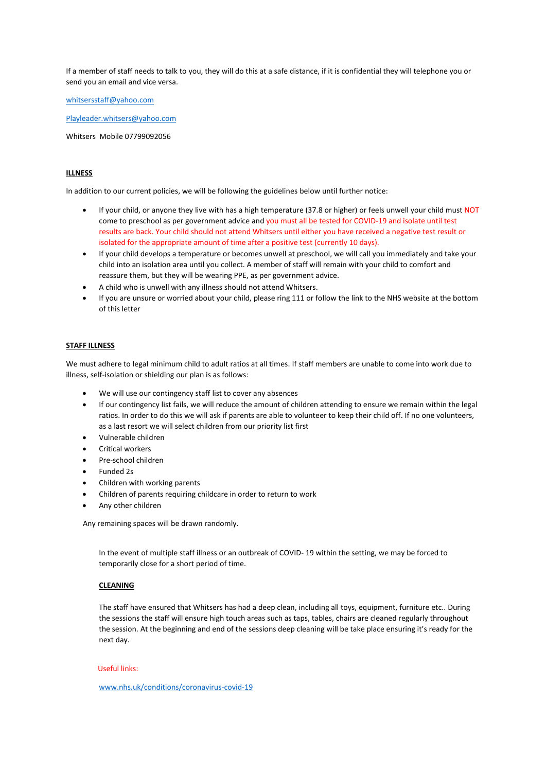If a member of staff needs to talk to you, they will do this at a safe distance, if it is confidential they will telephone you or send you an email and vice versa.

whitersstaff@yahoo.com

Playleader.whitsers@yahoo.com

Whitsers Mobile 07799092056

**ILLNESS**

In addition to our current policies, we will be following the guidelines below until further notice:

- If your child, or anyone they live with has a high temperature (37.8 or higher) or feels unwell your child must NOT come to preschool as per government advice and you must all be tested for COVID-19 and isolate until test results are back. Your child should not attend Whitsers until either you have received a negative test result or isolated for the appropriate amount of time after a positive test (currently 10 days).
- If your child develops a temperature or becomes unwell at preschool, we will call you immediately and take your child into an isolation area until you collect. A member of staff will remain with your child to comfort and reassure them, but they will be wearing PPE, as per government advice.
- A child who is unwell with any illness should not attend Whitsers.
- If you are unsure or worried about your child, please ring 111 or follow the link to the NHS website at the bottom of this letter

**STAFF ILLNESS**

We must adhere to legal minimum child to adult ratios at all times. If staff members are unable to come into work due to illness, self-isolation or shielding our plan is as follows:

- We will use our contingency staff list to cover any absences
- If our contingency list fails, we will reduce the amount of children attending to ensure we remain within the legal ratios. In order to do this we will ask if parents are able to volunteer to keep their child off. If no one volunteers, as a last resort we will select children from our priority list first
- Vulnerable children
- Critical workers
- Pre-school children
- Funded 2s
- Children with working parents
- Children of parents requiring childcare in order to return to work
- Any other children

Any remaining spaces will be drawn randomly.

In the event of multiple staff illness or an outbreak of COVID- 19 within the setting, we may be forced to temporarily close for a short period of time.

**CLEANING**

The staff have ensured that Whitsers has had a deep clean, including all toys, equipment, furniture etc.. During the sessions the staff will ensure high touch areas such as taps, tables, chairs are cleaned regularly throughout the session. At the beginning and end of the sessions deep cleaning will be take place ensuring it's ready for the next day.

Useful links:

www.nhs.uk/conditions/coronavirus-covid-19